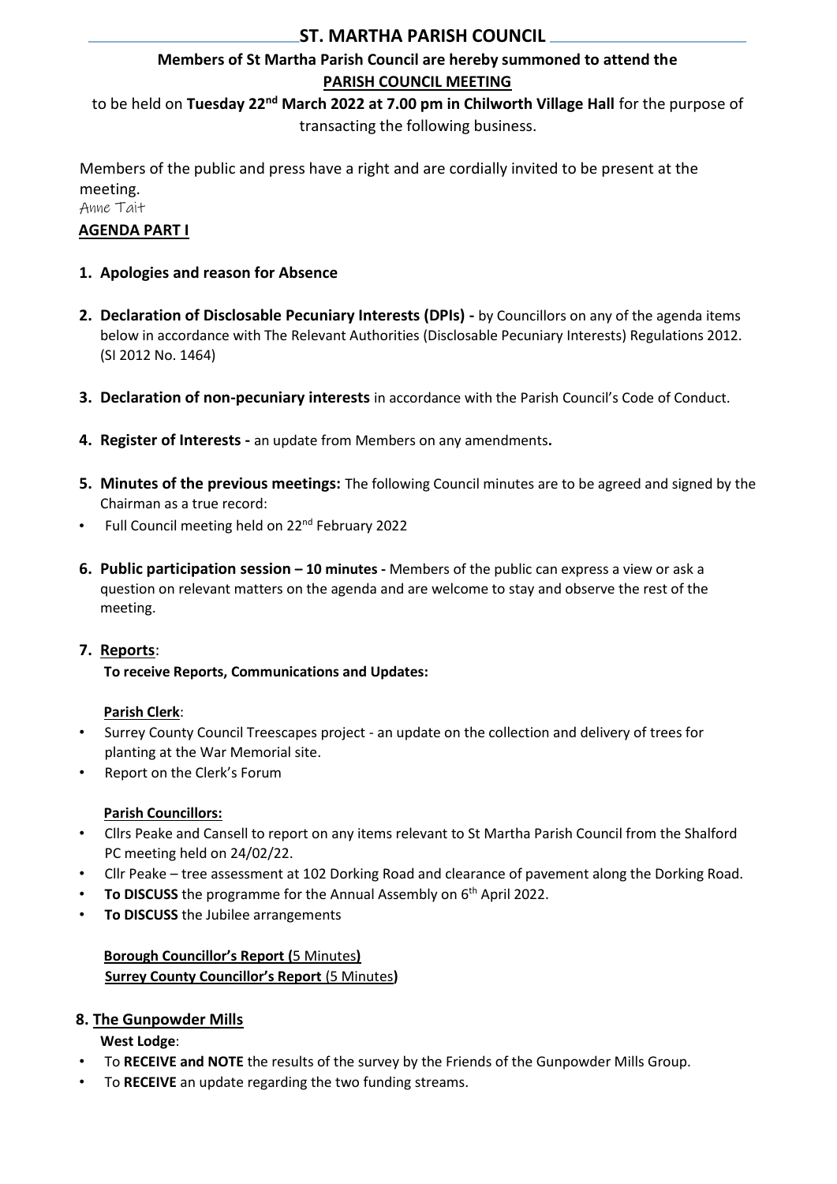# ST. MARTHA PARISH COUNCIL

**Members of St Martha Parish Council are hereby summoned to attend the**
**PARISH COUNCIL MEETING**

to be held on **Tuesday 22nd March 2022 at 7.00 pm in Chilworth Village Hall** for the purpose of transacting the following business.

Members of the public and press have a right and are cordially invited to be present at the meeting.

Anne Tait

**AGENDA PART I**

1. **Apologies and reason for Absence**

2. **Declaration of Disclosable Pecuniary Interests (DPIs) -** by Councillors on any of the agenda items below in accordance with The Relevant Authorities (Disclosable Pecuniary Interests) Regulations 2012. (SI 2012 No. 1464)

3. **Declaration of non-pecuniary interests** in accordance with the Parish Council's Code of Conduct.

4. **Register of Interests -** an update from Members on any amendments**.**

5. **Minutes of the previous meetings:** The following Council minutes are to be agreed and signed by the Chairman as a true record:
   - Full Council meeting held on 22nd February 2022

6. **Public participation session – 10 minutes -** Members of the public can express a view or ask a question on relevant matters on the agenda and are welcome to stay and observe the rest of the meeting.

7. **Reports**:
   **To receive Reports, Communications and Updates:**

   **Parish Clerk**:
   - Surrey County Council Treescapes project - an update on the collection and delivery of trees for planting at the War Memorial site.
   - Report on the Clerk's Forum

   **Parish Councillors:**
   - Cllrs Peake and Cansell to report on any items relevant to St Martha Parish Council from the Shalford PC meeting held on 24/02/22.
   - Cllr Peake – tree assessment at 102 Dorking Road and clearance of pavement along the Dorking Road.
   - **To DISCUSS** the programme for the Annual Assembly on 6th April 2022.
   - **To DISCUSS** the Jubilee arrangements

   **Borough Councillor's Report (**5 Minutes**)**
   **Surrey County Councillor's Report** (5 Minutes**)**

8. **The Gunpowder Mills**
   **West Lodge**:
   - To **RECEIVE and NOTE** the results of the survey by the Friends of the Gunpowder Mills Group.
   - To **RECEIVE** an update regarding the two funding streams.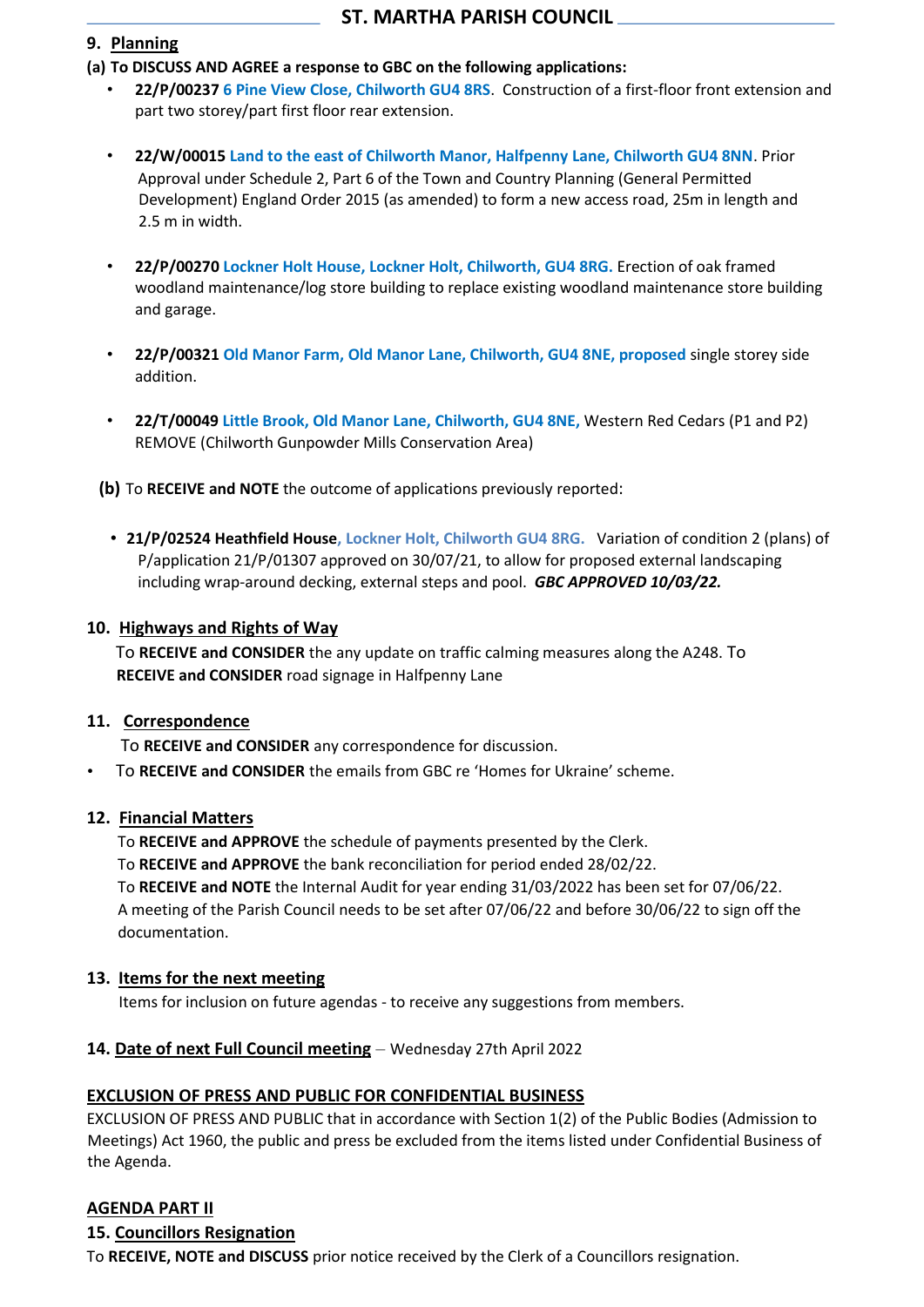## 9. Planning

**(a) To DISCUSS AND AGREE a response to GBC on the following applications:**

- **22/P/00237** 6 Pine View Close, Chilworth GU4 8RS. Construction of a first-floor front extension and part two storey/part first floor rear extension.
- **22/W/00015** Land to the east of Chilworth Manor, Halfpenny Lane, Chilworth GU4 8NN. Prior Approval under Schedule 2, Part 6 of the Town and Country Planning (General Permitted Development) England Order 2015 (as amended) to form a new access road, 25m in length and 2.5 m in width.
- **22/P/00270** Lockner Holt House, Lockner Holt, Chilworth, GU4 8RG. Erection of oak framed woodland maintenance/log store building to replace existing woodland maintenance store building and garage.
- **22/P/00321** Old Manor Farm, Old Manor Lane, Chilworth, GU4 8NE, proposed single storey side addition.
- **22/T/00049** Little Brook, Old Manor Lane, Chilworth, GU4 8NE, Western Red Cedars (P1 and P2) REMOVE (Chilworth Gunpowder Mills Conservation Area)

**(b)** To **RECEIVE and NOTE** the outcome of applications previously reported:

- **21/P/02524 Heathfield House**, Lockner Holt, Chilworth GU4 8RG. Variation of condition 2 (plans) of P/application 21/P/01307 approved on 30/07/21, to allow for proposed external landscaping including wrap-around decking, external steps and pool. ***GBC APPROVED 10/03/22.***

## 10. Highways and Rights of Way

To **RECEIVE and CONSIDER** the any update on traffic calming measures along the A248. To **RECEIVE and CONSIDER** road signage in Halfpenny Lane

## 11. Correspondence

To **RECEIVE and CONSIDER** any correspondence for discussion.

- To **RECEIVE and CONSIDER** the emails from GBC re 'Homes for Ukraine' scheme.

## 12. Financial Matters

To **RECEIVE and APPROVE** the schedule of payments presented by the Clerk.
To **RECEIVE and APPROVE** the bank reconciliation for period ended 28/02/22.
To **RECEIVE and NOTE** the Internal Audit for year ending 31/03/2022 has been set for 07/06/22.
A meeting of the Parish Council needs to be set after 07/06/22 and before 30/06/22 to sign off the documentation.

## 13. Items for the next meeting

Items for inclusion on future agendas - to receive any suggestions from members.

## 14. Date of next Full Council meeting – Wednesday 27th April 2022

## EXCLUSION OF PRESS AND PUBLIC FOR CONFIDENTIAL BUSINESS

EXCLUSION OF PRESS AND PUBLIC that in accordance with Section 1(2) of the Public Bodies (Admission to Meetings) Act 1960, the public and press be excluded from the items listed under Confidential Business of the Agenda.

## AGENDA PART II

## 15. Councillors Resignation

To **RECEIVE, NOTE and DISCUSS** prior notice received by the Clerk of a Councillors resignation.